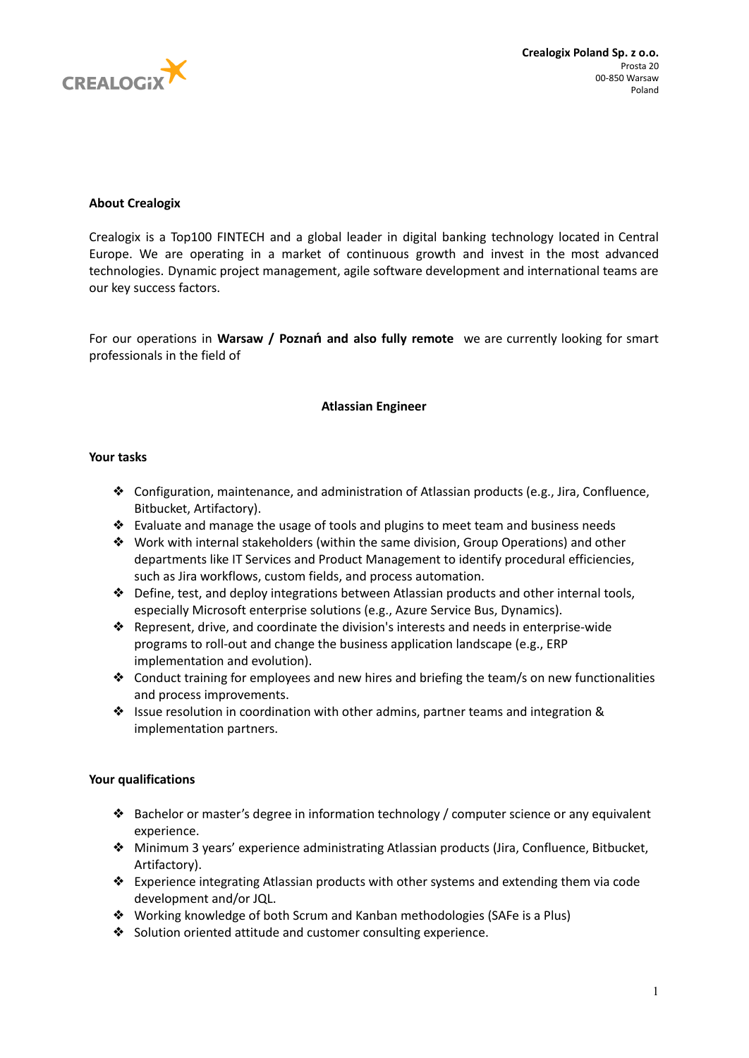**Crealogix Poland Sp. z o.o.**
Prosta 20
00-850 Warsaw
Poland

**About Crealogix**

Crealogix is a Top100 FINTECH and a global leader in digital banking technology located in Central Europe. We are operating in a market of continuous growth and invest in the most advanced technologies. Dynamic project management, agile software development and international teams are our key success factors.

For our operations in **Warsaw / Poznań and also fully remote** we are currently looking for smart professionals in the field of

**Atlassian Engineer**

**Your tasks**

- Configuration, maintenance, and administration of Atlassian products (e.g., Jira, Confluence, Bitbucket, Artifactory).
- Evaluate and manage the usage of tools and plugins to meet team and business needs
- Work with internal stakeholders (within the same division, Group Operations) and other departments like IT Services and Product Management to identify procedural efficiencies, such as Jira workflows, custom fields, and process automation.
- Define, test, and deploy integrations between Atlassian products and other internal tools, especially Microsoft enterprise solutions (e.g., Azure Service Bus, Dynamics).
- Represent, drive, and coordinate the division's interests and needs in enterprise-wide programs to roll-out and change the business application landscape (e.g., ERP implementation and evolution).
- Conduct training for employees and new hires and briefing the team/s on new functionalities and process improvements.
- Issue resolution in coordination with other admins, partner teams and integration & implementation partners.

**Your qualifications**

- Bachelor or master's degree in information technology / computer science or any equivalent experience.
- Minimum 3 years' experience administrating Atlassian products (Jira, Confluence, Bitbucket, Artifactory).
- Experience integrating Atlassian products with other systems and extending them via code development and/or JQL.
- Working knowledge of both Scrum and Kanban methodologies (SAFe is a Plus)
- Solution oriented attitude and customer consulting experience.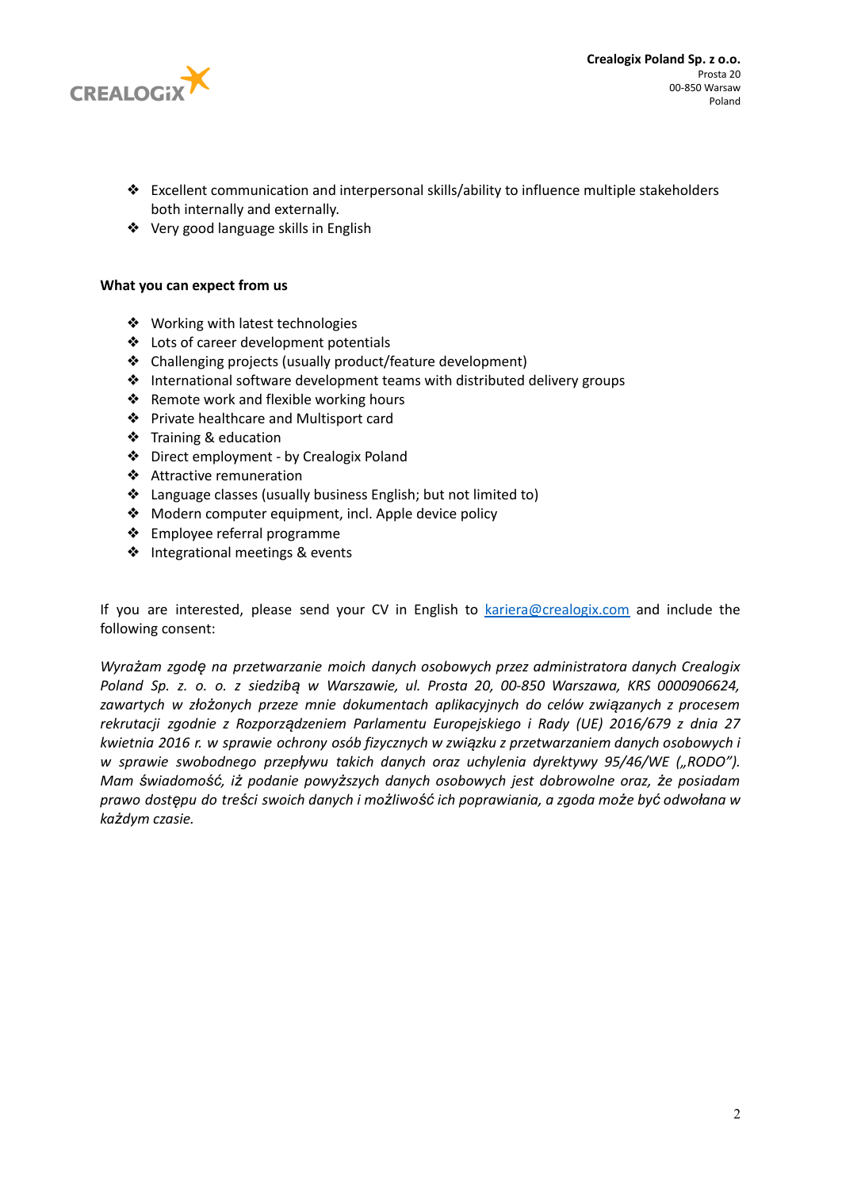- Excellent communication and interpersonal skills/ability to influence multiple stakeholders both internally and externally.
- Very good language skills in English

**What you can expect from us**

- Working with latest technologies
- Lots of career development potentials
- Challenging projects (usually product/feature development)
- International software development teams with distributed delivery groups
- Remote work and flexible working hours
- Private healthcare and Multisport card
- Training & education
- Direct employment - by Crealogix Poland
- Attractive remuneration
- Language classes (usually business English; but not limited to)
- Modern computer equipment, incl. Apple device policy
- Employee referral programme
- Integrational meetings & events

If you are interested, please send your CV in English to kariera@crealogix.com and include the following consent:

*Wyrażam zgodę na przetwarzanie moich danych osobowych przez administratora danych Crealogix Poland Sp. z. o. o. z siedzibą w Warszawie, ul. Prosta 20, 00-850 Warszawa, KRS 0000906624, zawartych w złożonych przeze mnie dokumentach aplikacyjnych do celów związanych z procesem rekrutacji zgodnie z Rozporządzeniem Parlamentu Europejskiego i Rady (UE) 2016/679 z dnia 27 kwietnia 2016 r. w sprawie ochrony osób fizycznych w związku z przetwarzaniem danych osobowych i w sprawie swobodnego przepływu takich danych oraz uchylenia dyrektywy 95/46/WE („RODO"). Mam świadomość, iż podanie powyższych danych osobowych jest dobrowolne oraz, że posiadam prawo dostępu do treści swoich danych i możliwość ich poprawiania, a zgoda może być odwołana w każdym czasie.*